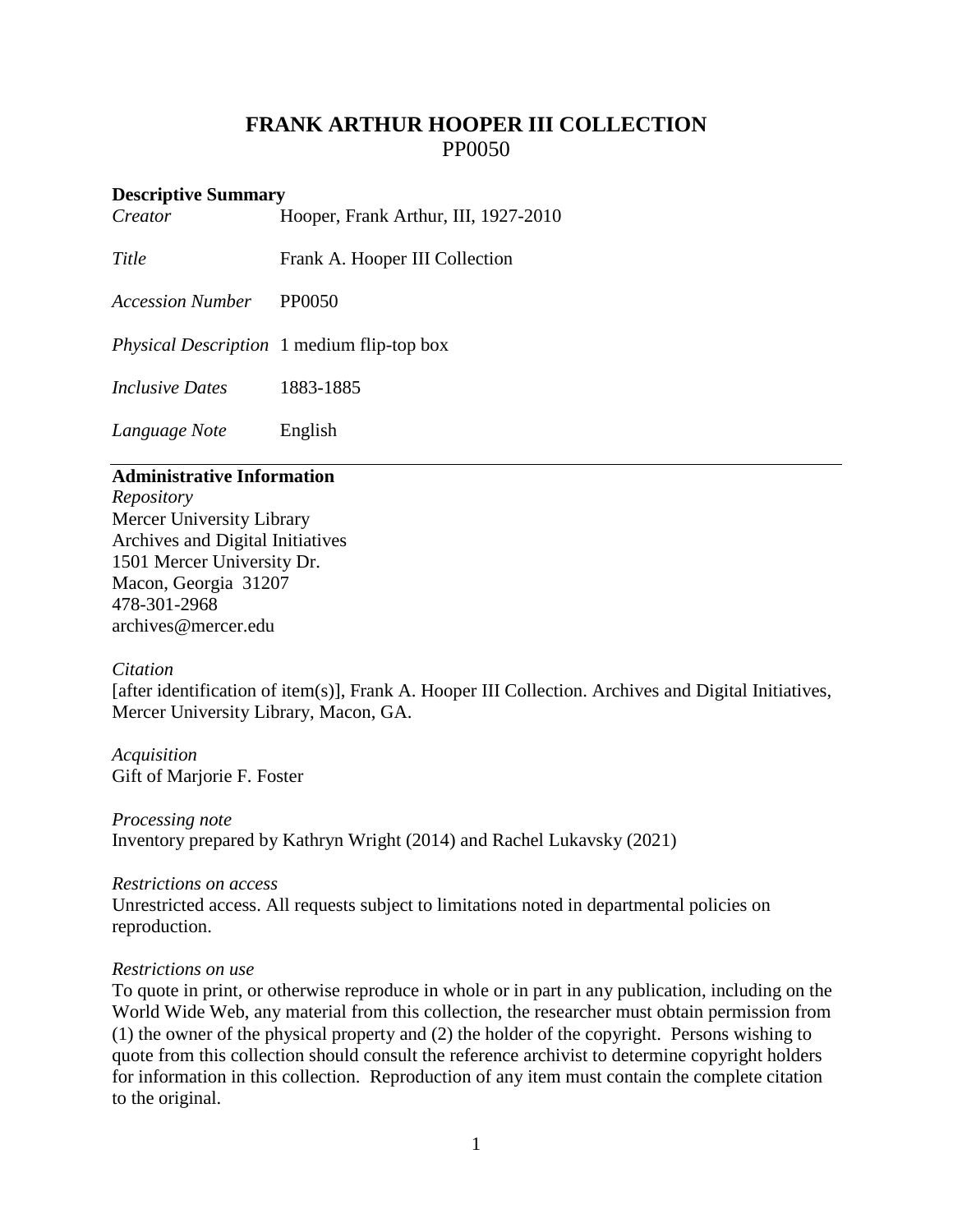# FRANK ARTHUR HOOPER III COLLECTION
PP0050

## Descriptive Summary

| | |
|---|---|
| *Creator* | Hooper, Frank Arthur, III, 1927-2010 |
| *Title* | Frank A. Hooper III Collection |
| *Accession Number* | PP0050 |
| *Physical Description* | 1 medium flip-top box |
| *Inclusive Dates* | 1883-1885 |
| *Language Note* | English |

## Administrative Information

*Repository*
Mercer University Library
Archives and Digital Initiatives
1501 Mercer University Dr.
Macon, Georgia 31207
478-301-2968
archives@mercer.edu

*Citation*
[after identification of item(s)], Frank A. Hooper III Collection. Archives and Digital Initiatives, Mercer University Library, Macon, GA.

*Acquisition*
Gift of Marjorie F. Foster

*Processing note*
Inventory prepared by Kathryn Wright (2014) and Rachel Lukavsky (2021)

*Restrictions on access*
Unrestricted access. All requests subject to limitations noted in departmental policies on reproduction.

*Restrictions on use*
To quote in print, or otherwise reproduce in whole or in part in any publication, including on the World Wide Web, any material from this collection, the researcher must obtain permission from (1) the owner of the physical property and (2) the holder of the copyright. Persons wishing to quote from this collection should consult the reference archivist to determine copyright holders for information in this collection. Reproduction of any item must contain the complete citation to the original.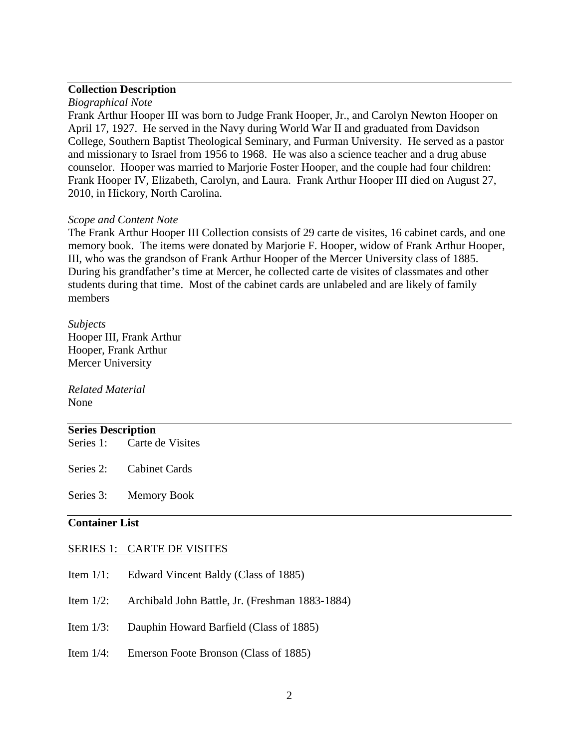## Collection Description

*Biographical Note*

Frank Arthur Hooper III was born to Judge Frank Hooper, Jr., and Carolyn Newton Hooper on April 17, 1927. He served in the Navy during World War II and graduated from Davidson College, Southern Baptist Theological Seminary, and Furman University. He served as a pastor and missionary to Israel from 1956 to 1968. He was also a science teacher and a drug abuse counselor. Hooper was married to Marjorie Foster Hooper, and the couple had four children: Frank Hooper IV, Elizabeth, Carolyn, and Laura. Frank Arthur Hooper III died on August 27, 2010, in Hickory, North Carolina.

*Scope and Content Note*

The Frank Arthur Hooper III Collection consists of 29 carte de visites, 16 cabinet cards, and one memory book. The items were donated by Marjorie F. Hooper, widow of Frank Arthur Hooper, III, who was the grandson of Frank Arthur Hooper of the Mercer University class of 1885. During his grandfather's time at Mercer, he collected carte de visites of classmates and other students during that time. Most of the cabinet cards are unlabeled and are likely of family members

*Subjects*

Hooper III, Frank Arthur
Hooper, Frank Arthur
Mercer University

*Related Material*

None

## Series Description

Series 1: Carte de Visites

Series 2: Cabinet Cards

Series 3: Memory Book

## Container List

SERIES 1: CARTE DE VISITES

Item 1/1: Edward Vincent Baldy (Class of 1885)

Item 1/2: Archibald John Battle, Jr. (Freshman 1883-1884)

Item 1/3: Dauphin Howard Barfield (Class of 1885)

Item 1/4: Emerson Foote Bronson (Class of 1885)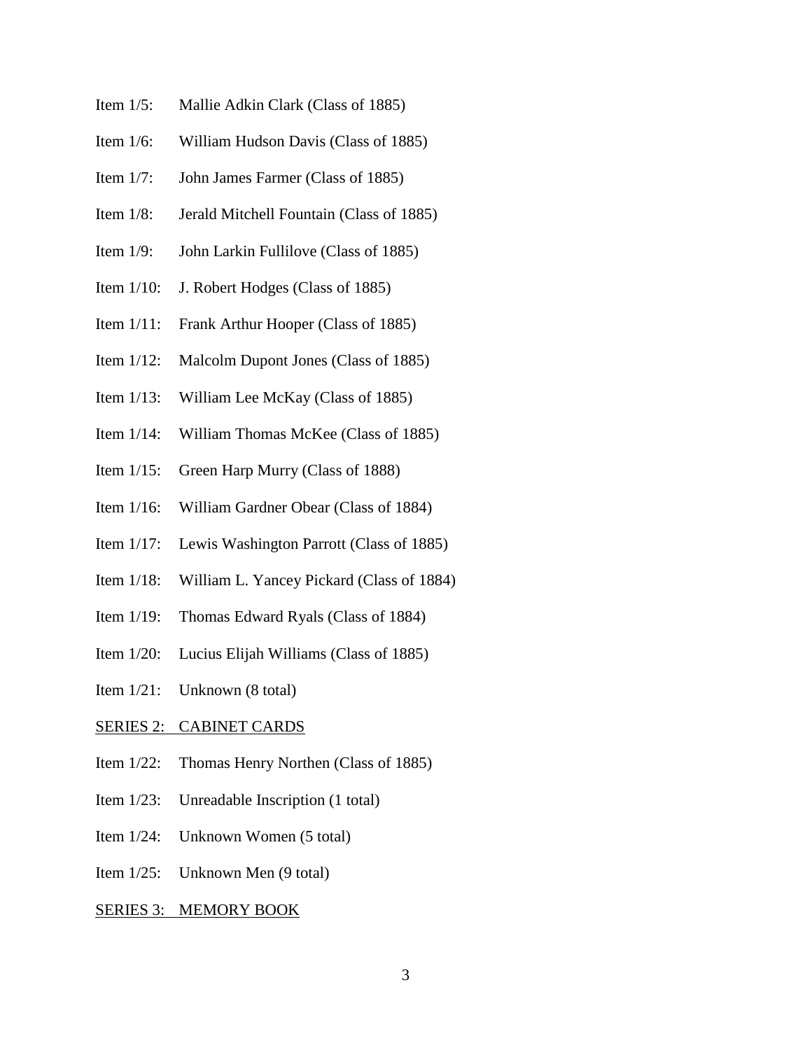Item 1/5: Mallie Adkin Clark (Class of 1885)

Item 1/6: William Hudson Davis (Class of 1885)

Item 1/7: John James Farmer (Class of 1885)

Item 1/8: Jerald Mitchell Fountain (Class of 1885)

Item 1/9: John Larkin Fullilove (Class of 1885)

Item 1/10: J. Robert Hodges (Class of 1885)

Item 1/11: Frank Arthur Hooper (Class of 1885)

Item 1/12: Malcolm Dupont Jones (Class of 1885)

Item 1/13: William Lee McKay (Class of 1885)

Item 1/14: William Thomas McKee (Class of 1885)

Item 1/15: Green Harp Murry (Class of 1888)

Item 1/16: William Gardner Obear (Class of 1884)

Item 1/17: Lewis Washington Parrott (Class of 1885)

Item 1/18: William L. Yancey Pickard (Class of 1884)

Item 1/19: Thomas Edward Ryals (Class of 1884)

Item 1/20: Lucius Elijah Williams (Class of 1885)

Item 1/21: Unknown (8 total)

<u>SERIES 2: CABINET CARDS</u>

Item 1/22: Thomas Henry Northen (Class of 1885)

Item 1/23: Unreadable Inscription (1 total)

Item 1/24: Unknown Women (5 total)

Item 1/25: Unknown Men (9 total)

<u>SERIES 3: MEMORY BOOK</u>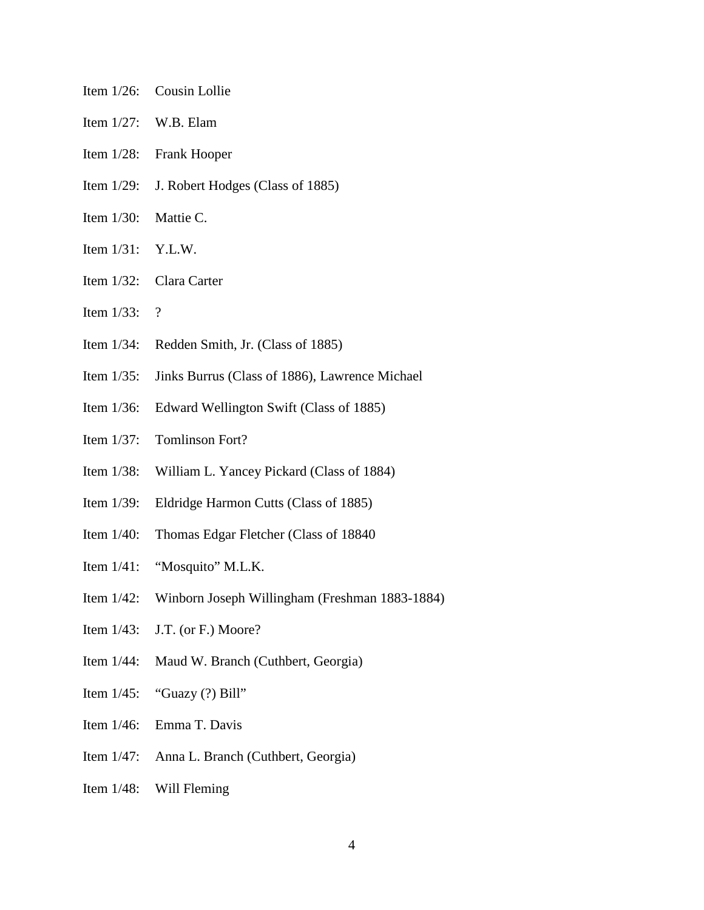Item 1/26: Cousin Lollie

Item 1/27: W.B. Elam

Item 1/28: Frank Hooper

Item 1/29: J. Robert Hodges (Class of 1885)

Item 1/30: Mattie C.

Item 1/31: Y.L.W.

Item 1/32: Clara Carter

Item 1/33: ?

Item 1/34: Redden Smith, Jr. (Class of 1885)

Item 1/35: Jinks Burrus (Class of 1886), Lawrence Michael

Item 1/36: Edward Wellington Swift (Class of 1885)

Item 1/37: Tomlinson Fort?

Item 1/38: William L. Yancey Pickard (Class of 1884)

Item 1/39: Eldridge Harmon Cutts (Class of 1885)

Item 1/40: Thomas Edgar Fletcher (Class of 18840

Item 1/41: "Mosquito" M.L.K.

Item 1/42: Winborn Joseph Willingham (Freshman 1883-1884)

Item 1/43: J.T. (or F.) Moore?

Item 1/44: Maud W. Branch (Cuthbert, Georgia)

Item 1/45: "Guazy (?) Bill"

Item 1/46: Emma T. Davis

Item 1/47: Anna L. Branch (Cuthbert, Georgia)

Item 1/48: Will Fleming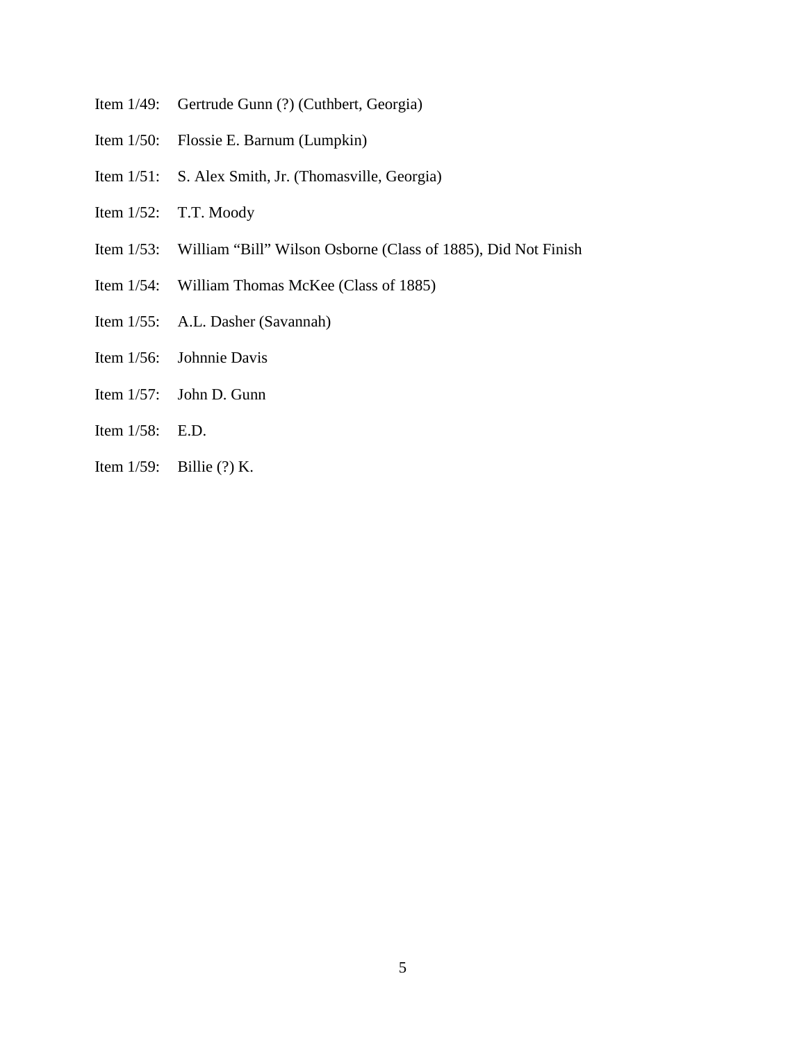Item 1/49: Gertrude Gunn (?) (Cuthbert, Georgia)

Item 1/50: Flossie E. Barnum (Lumpkin)

Item 1/51: S. Alex Smith, Jr. (Thomasville, Georgia)

Item 1/52: T.T. Moody

Item 1/53: William “Bill” Wilson Osborne (Class of 1885), Did Not Finish

Item 1/54: William Thomas McKee (Class of 1885)

Item 1/55: A.L. Dasher (Savannah)

Item 1/56: Johnnie Davis

Item 1/57: John D. Gunn

Item 1/58: E.D.

Item 1/59: Billie (?) K.